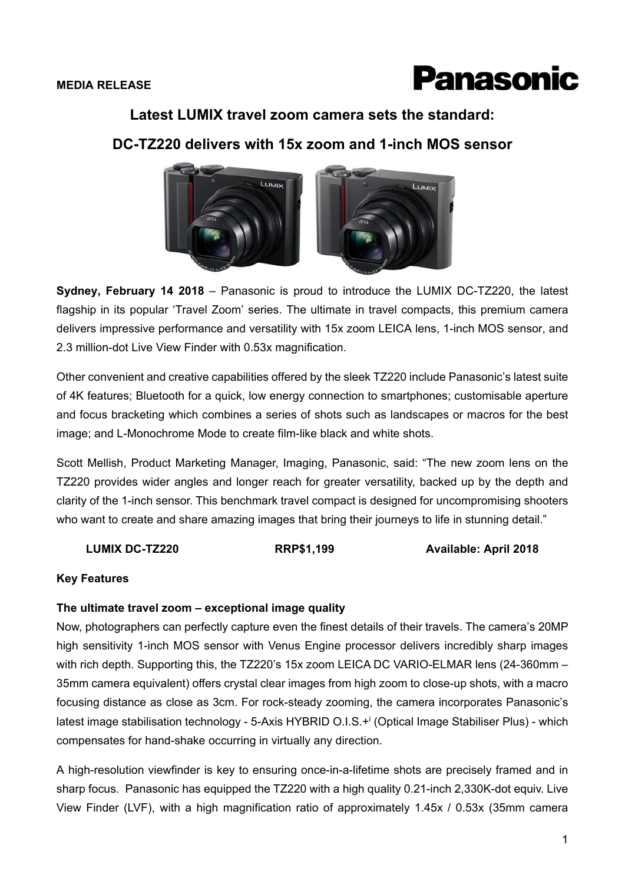**MEDIA RELEASE**

# Latest LUMIX travel zoom camera sets the standard:

# DC-TZ220 delivers with 15x zoom and 1-inch MOS sensor

**Sydney, February 14 2018** – Panasonic is proud to introduce the LUMIX DC-TZ220, the latest flagship in its popular 'Travel Zoom' series. The ultimate in travel compacts, this premium camera delivers impressive performance and versatility with 15x zoom LEICA lens, 1-inch MOS sensor, and 2.3 million-dot Live View Finder with 0.53x magnification.

Other convenient and creative capabilities offered by the sleek TZ220 include Panasonic's latest suite of 4K features; Bluetooth for a quick, low energy connection to smartphones; customisable aperture and focus bracketing which combines a series of shots such as landscapes or macros for the best image; and L-Monochrome Mode to create film-like black and white shots.

Scott Mellish, Product Marketing Manager, Imaging, Panasonic, said: "The new zoom lens on the TZ220 provides wider angles and longer reach for greater versatility, backed up by the depth and clarity of the 1-inch sensor. This benchmark travel compact is designed for uncompromising shooters who want to create and share amazing images that bring their journeys to life in stunning detail."

| **LUMIX DC-TZ220** | **RRP$1,199** | **Available: April 2018** |
|---|---|---|

**Key Features**

**The ultimate travel zoom – exceptional image quality**

Now, photographers can perfectly capture even the finest details of their travels. The camera's 20MP high sensitivity 1-inch MOS sensor with Venus Engine processor delivers incredibly sharp images with rich depth. Supporting this, the TZ220's 15x zoom LEICA DC VARIO-ELMAR lens (24-360mm – 35mm camera equivalent) offers crystal clear images from high zoom to close-up shots, with a macro focusing distance as close as 3cm. For rock-steady zooming, the camera incorporates Panasonic's latest image stabilisation technology - 5-Axis HYBRID O.I.S.+[i] (Optical Image Stabiliser Plus) - which compensates for hand-shake occurring in virtually any direction.

A high-resolution viewfinder is key to ensuring once-in-a-lifetime shots are precisely framed and in sharp focus. Panasonic has equipped the TZ220 with a high quality 0.21-inch 2,330K-dot equiv. Live View Finder (LVF), with a high magnification ratio of approximately 1.45x / 0.53x (35mm camera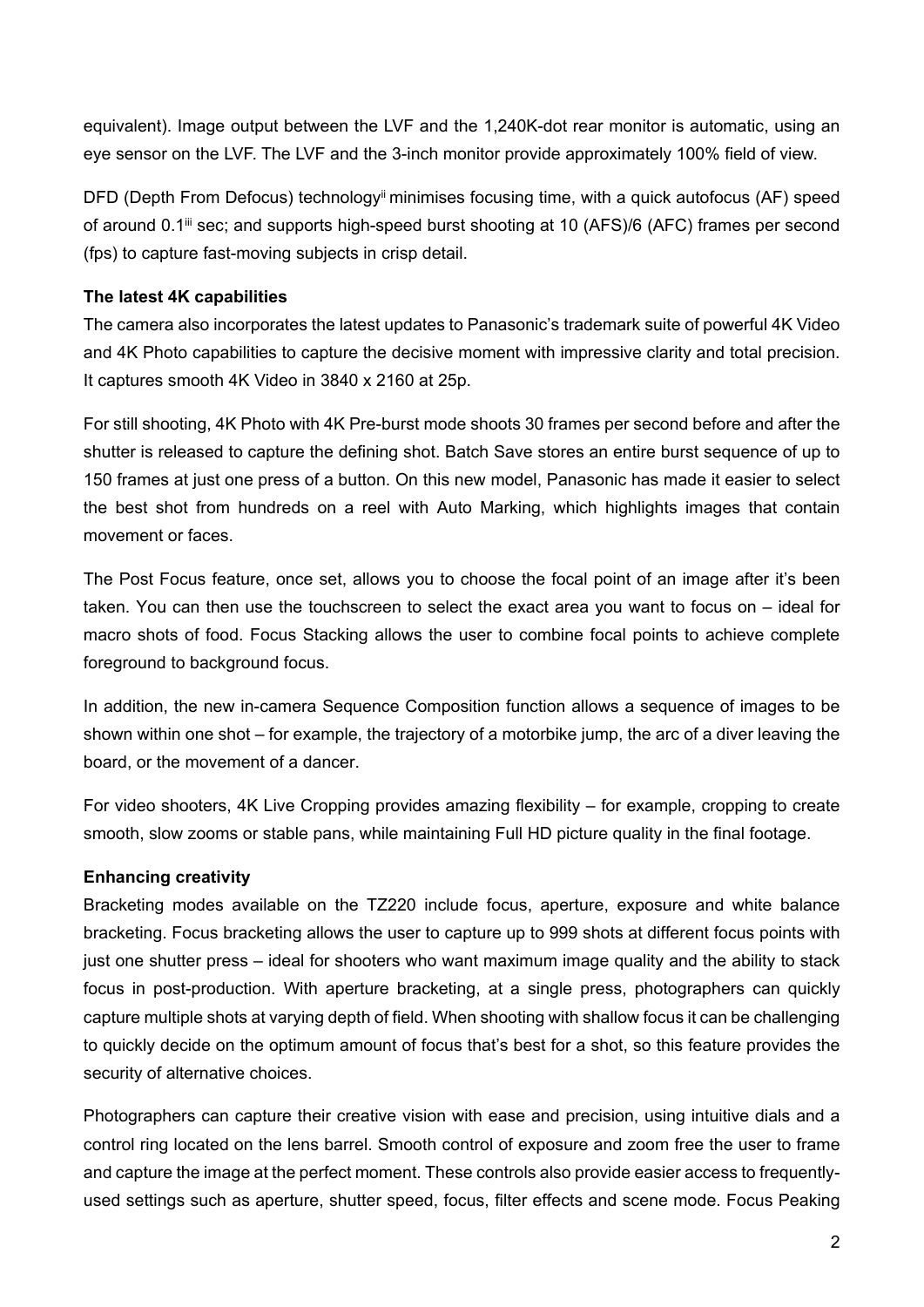equivalent). Image output between the LVF and the 1,240K-dot rear monitor is automatic, using an eye sensor on the LVF. The LVF and the 3-inch monitor provide approximately 100% field of view.

DFD (Depth From Defocus) technology[ii] minimises focusing time, with a quick autofocus (AF) speed of around 0.1[iii] sec; and supports high-speed burst shooting at 10 (AFS)/6 (AFC) frames per second (fps) to capture fast-moving subjects in crisp detail.

**The latest 4K capabilities**

The camera also incorporates the latest updates to Panasonic's trademark suite of powerful 4K Video and 4K Photo capabilities to capture the decisive moment with impressive clarity and total precision. It captures smooth 4K Video in 3840 x 2160 at 25p.

For still shooting, 4K Photo with 4K Pre-burst mode shoots 30 frames per second before and after the shutter is released to capture the defining shot. Batch Save stores an entire burst sequence of up to 150 frames at just one press of a button. On this new model, Panasonic has made it easier to select the best shot from hundreds on a reel with Auto Marking, which highlights images that contain movement or faces.

The Post Focus feature, once set, allows you to choose the focal point of an image after it's been taken. You can then use the touchscreen to select the exact area you want to focus on – ideal for macro shots of food. Focus Stacking allows the user to combine focal points to achieve complete foreground to background focus.

In addition, the new in-camera Sequence Composition function allows a sequence of images to be shown within one shot – for example, the trajectory of a motorbike jump, the arc of a diver leaving the board, or the movement of a dancer.

For video shooters, 4K Live Cropping provides amazing flexibility – for example, cropping to create smooth, slow zooms or stable pans, while maintaining Full HD picture quality in the final footage.

**Enhancing creativity**

Bracketing modes available on the TZ220 include focus, aperture, exposure and white balance bracketing. Focus bracketing allows the user to capture up to 999 shots at different focus points with just one shutter press – ideal for shooters who want maximum image quality and the ability to stack focus in post-production. With aperture bracketing, at a single press, photographers can quickly capture multiple shots at varying depth of field. When shooting with shallow focus it can be challenging to quickly decide on the optimum amount of focus that's best for a shot, so this feature provides the security of alternative choices.

Photographers can capture their creative vision with ease and precision, using intuitive dials and a control ring located on the lens barrel. Smooth control of exposure and zoom free the user to frame and capture the image at the perfect moment. These controls also provide easier access to frequently-used settings such as aperture, shutter speed, focus, filter effects and scene mode. Focus Peaking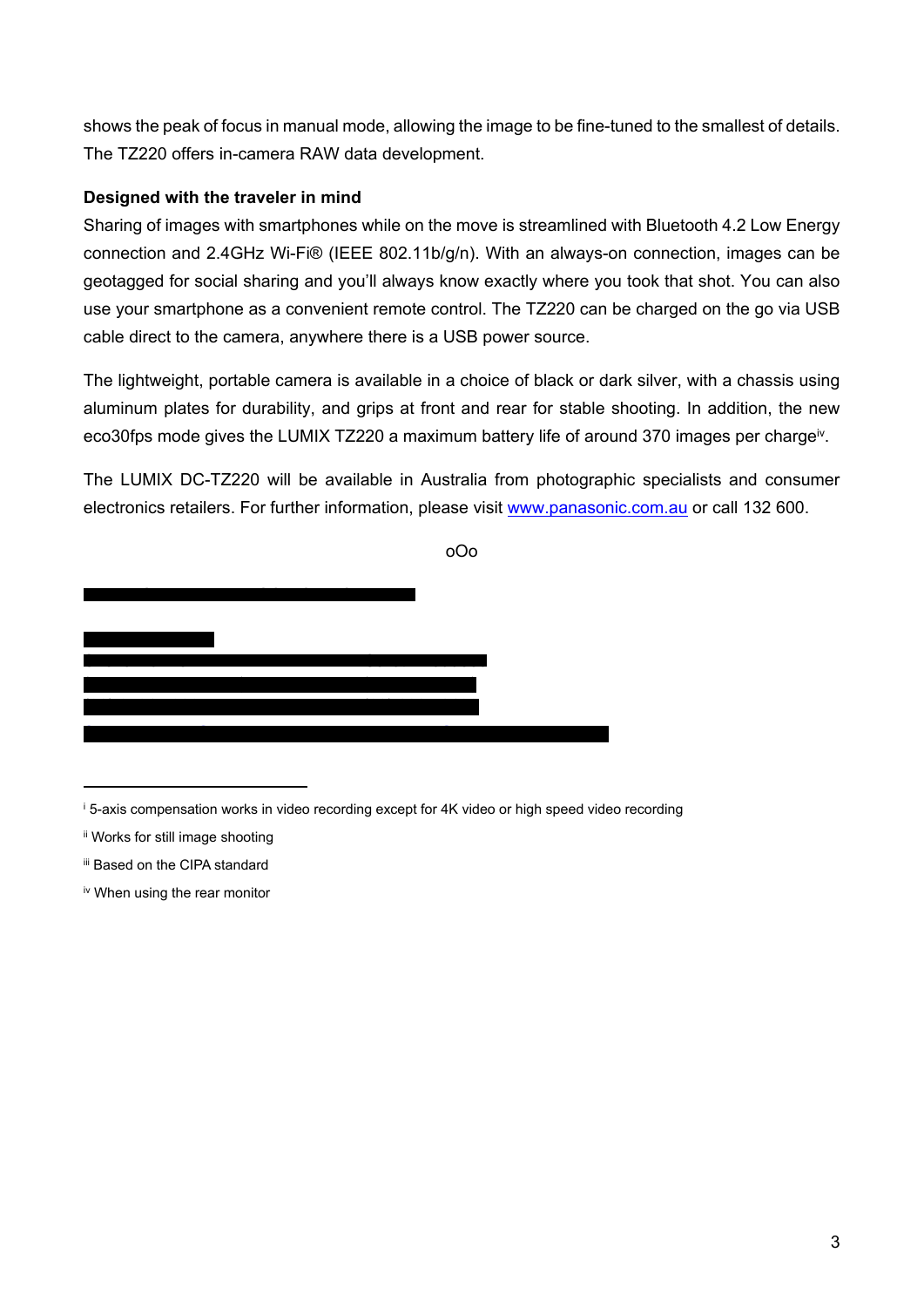shows the peak of focus in manual mode, allowing the image to be fine-tuned to the smallest of details. The TZ220 offers in-camera RAW data development.

**Designed with the traveler in mind**

Sharing of images with smartphones while on the move is streamlined with Bluetooth 4.2 Low Energy connection and 2.4GHz Wi-Fi® (IEEE 802.11b/g/n). With an always-on connection, images can be geotagged for social sharing and you'll always know exactly where you took that shot. You can also use your smartphone as a convenient remote control. The TZ220 can be charged on the go via USB cable direct to the camera, anywhere there is a USB power source.

The lightweight, portable camera is available in a choice of black or dark silver, with a chassis using aluminum plates for durability, and grips at front and rear for stable shooting. In addition, the new eco30fps mode gives the LUMIX TZ220 a maximum battery life of around 370 images per charge[iv].

The LUMIX DC-TZ220 will be available in Australia from photographic specialists and consumer electronics retailers. For further information, please visit www.panasonic.com.au or call 132 600.

oOo

[i] 5-axis compensation works in video recording except for 4K video or high speed video recording

[ii] Works for still image shooting

[iii] Based on the CIPA standard

[iv] When using the rear monitor